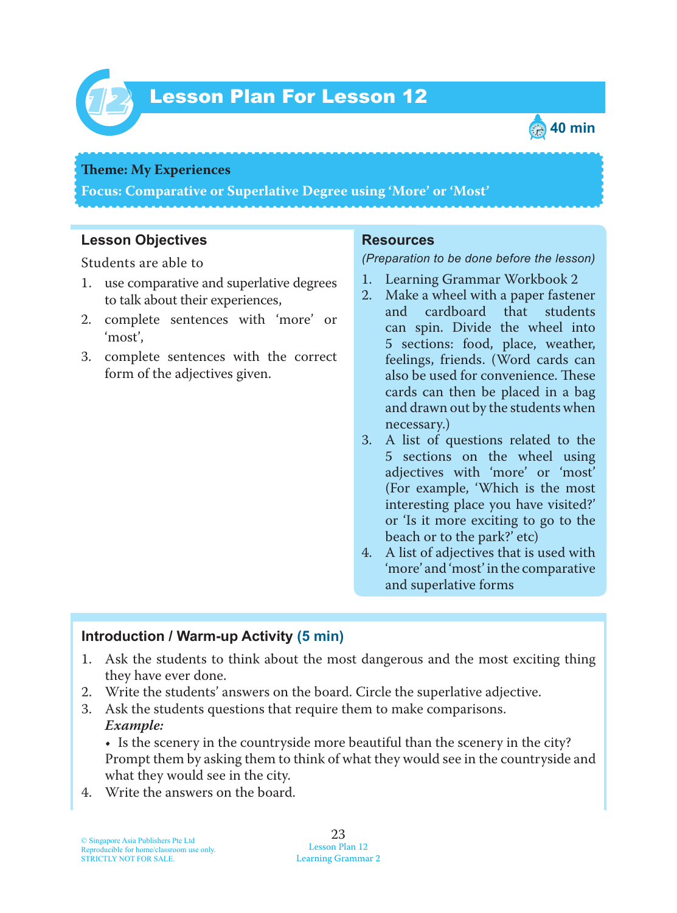# 12 Lesson Plan For Lesson 12

40 min

**Theme: My Experiences**

**Focus: Comparative or Superlative Degree using 'More' or 'Most'**

## Lesson Objectives

Students are able to

1. use comparative and superlative degrees to talk about their experiences,
2. complete sentences with 'more' or 'most',
3. complete sentences with the correct form of the adjectives given.

## Resources

*(Preparation to be done before the lesson)*

1. Learning Grammar Workbook 2
2. Make a wheel with a paper fastener and cardboard that students can spin. Divide the wheel into 5 sections: food, place, weather, feelings, friends. (Word cards can also be used for convenience. These cards can then be placed in a bag and drawn out by the students when necessary.)
3. A list of questions related to the 5 sections on the wheel using adjectives with 'more' or 'most' (For example, 'Which is the most interesting place you have visited?' or 'Is it more exciting to go to the beach or to the park?' etc)
4. A list of adjectives that is used with 'more' and 'most' in the comparative and superlative forms

## Introduction / Warm-up Activity (5 min)

1. Ask the students to think about the most dangerous and the most exciting thing they have ever done.
2. Write the students' answers on the board. Circle the superlative adjective.
3. Ask the students questions that require them to make comparisons.
   ***Example:***
   - Is the scenery in the countryside more beautiful than the scenery in the city?

   Prompt them by asking them to think of what they would see in the countryside and what they would see in the city.
4. Write the answers on the board.

© Singapore Asia Publishers Pte Ltd
Reproducible for home/classroom use only.
STRICTLY NOT FOR SALE.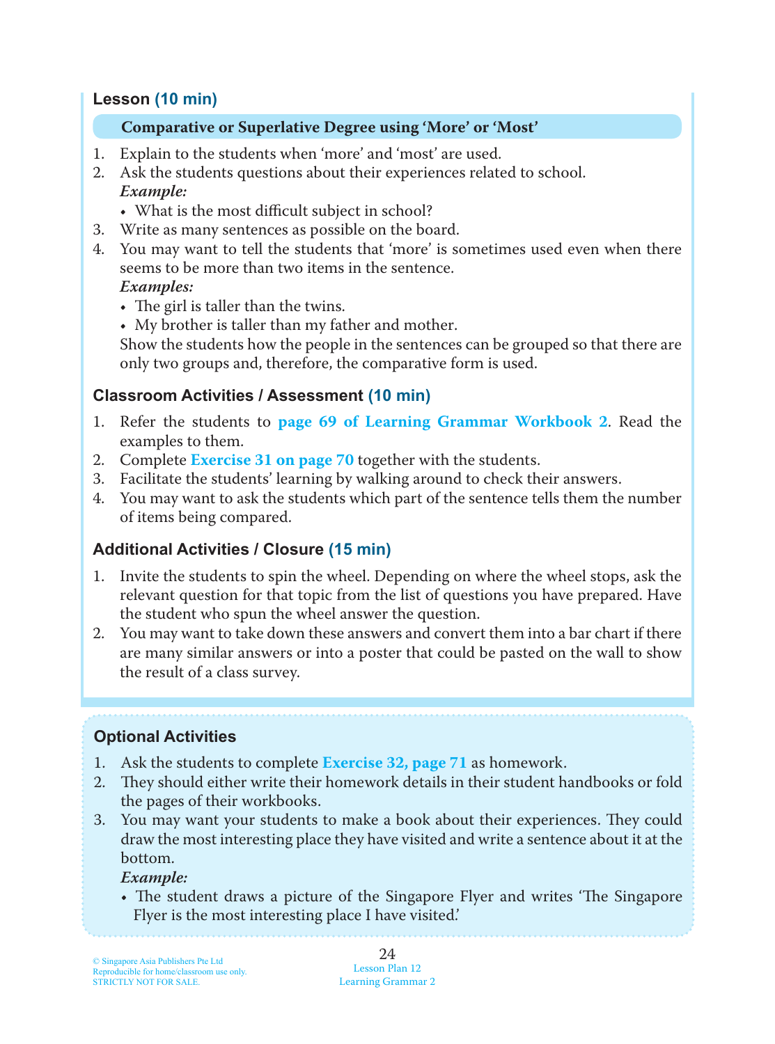## Lesson (10 min)

**Comparative or Superlative Degree using 'More' or 'Most'**

1. Explain to the students when 'more' and 'most' are used.
2. Ask the students questions about their experiences related to school.
   ***Example:***
   - What is the most difficult subject in school?
3. Write as many sentences as possible on the board.
4. You may want to tell the students that 'more' is sometimes used even when there seems to be more than two items in the sentence.
   ***Examples:***
   - The girl is taller than the twins.
   - My brother is taller than my father and mother.

   Show the students how the people in the sentences can be grouped so that there are only two groups and, therefore, the comparative form is used.

## Classroom Activities / Assessment (10 min)

1. Refer the students to **page 69 of Learning Grammar Workbook 2**. Read the examples to them.
2. Complete **Exercise 31 on page 70** together with the students.
3. Facilitate the students' learning by walking around to check their answers.
4. You may want to ask the students which part of the sentence tells them the number of items being compared.

## Additional Activities / Closure (15 min)

1. Invite the students to spin the wheel. Depending on where the wheel stops, ask the relevant question for that topic from the list of questions you have prepared. Have the student who spun the wheel answer the question.
2. You may want to take down these answers and convert them into a bar chart if there are many similar answers or into a poster that could be pasted on the wall to show the result of a class survey.

## Optional Activities

1. Ask the students to complete **Exercise 32, page 71** as homework.
2. They should either write their homework details in their student handbooks or fold the pages of their workbooks.
3. You may want your students to make a book about their experiences. They could draw the most interesting place they have visited and write a sentence about it at the bottom.
   ***Example:***
   - The student draws a picture of the Singapore Flyer and writes 'The Singapore Flyer is the most interesting place I have visited.'

© Singapore Asia Publishers Pte Ltd
Reproducible for home/classroom use only.
STRICTLY NOT FOR SALE.